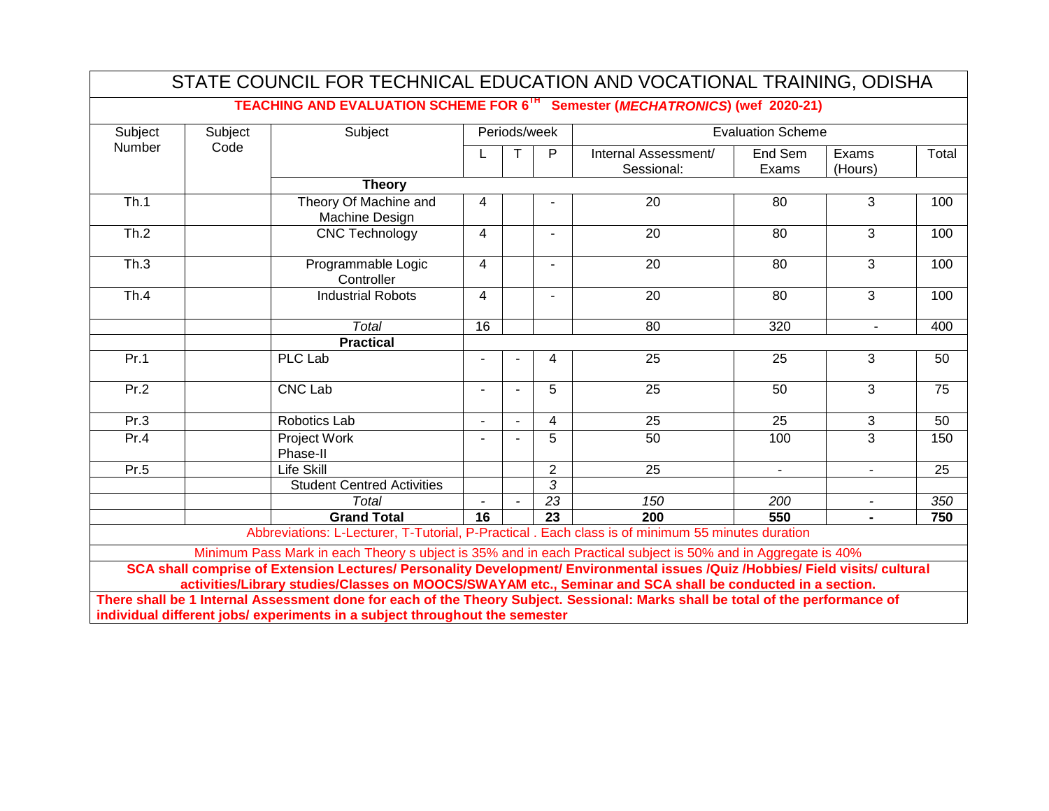# STATE COUNCIL FOR TECHNICAL EDUCATION AND VOCATIONAL TRAINING, ODISHA

**TEACHING AND EVALUATION SCHEME FOR 6[TH] Semester (*MECHATRONICS*) (wef 2020-21)**

| Subject Number | Subject Code | Subject | Periods/week | | | Evaluation Scheme | | | |
|---|---|---|---|---|---|---|---|---|---|
| | | | L | T | P | Internal Assessment/ Sessional: | End Sem Exams | Exams (Hours) | Total |
| | | **Theory** | | | | | | | |
| Th.1 | | Theory Of Machine and Machine Design | 4 | | - | 20 | 80 | 3 | 100 |
| Th.2 | | CNC Technology | 4 | | - | 20 | 80 | 3 | 100 |
| Th.3 | | Programmable Logic Controller | 4 | | - | 20 | 80 | 3 | 100 |
| Th.4 | | Industrial Robots | 4 | | - | 20 | 80 | 3 | 100 |
| | | *Total* | 16 | | | 80 | 320 | - | 400 |
| | | **Practical** | | | | | | | |
| Pr.1 | | PLC Lab | - | - | 4 | 25 | 25 | 3 | 50 |
| Pr.2 | | CNC Lab | - | - | 5 | 25 | 50 | 3 | 75 |
| Pr.3 | | Robotics Lab | - | - | 4 | 25 | 25 | 3 | 50 |
| Pr.4 | | Project Work Phase-II | - | - | 5 | 50 | 100 | 3 | 150 |
| Pr.5 | | Life Skill | | | 2 | 25 | - | - | 25 |
| | | Student Centred Activities | | | *3* | | | | |
| | | *Total* | - | - | *23* | *150* | *200* | - | *350* |
| | | **Grand Total** | **16** | | **23** | **200** | **550** | **-** | **750** |

Abbreviations: L-Lecturer, T-Tutorial, P-Practical . Each class is of minimum 55 minutes duration

Minimum Pass Mark in each Theory s ubject is 35% and in each Practical subject is 50% and in Aggregate is 40%

**SCA shall comprise of Extension Lectures/ Personality Development/ Environmental issues /Quiz /Hobbies/ Field visits/ cultural activities/Library studies/Classes on MOOCS/SWAYAM etc., Seminar and SCA shall be conducted in a section.**

**There shall be 1 Internal Assessment done for each of the Theory Subject. Sessional: Marks shall be total of the performance of individual different jobs/ experiments in a subject throughout the semester**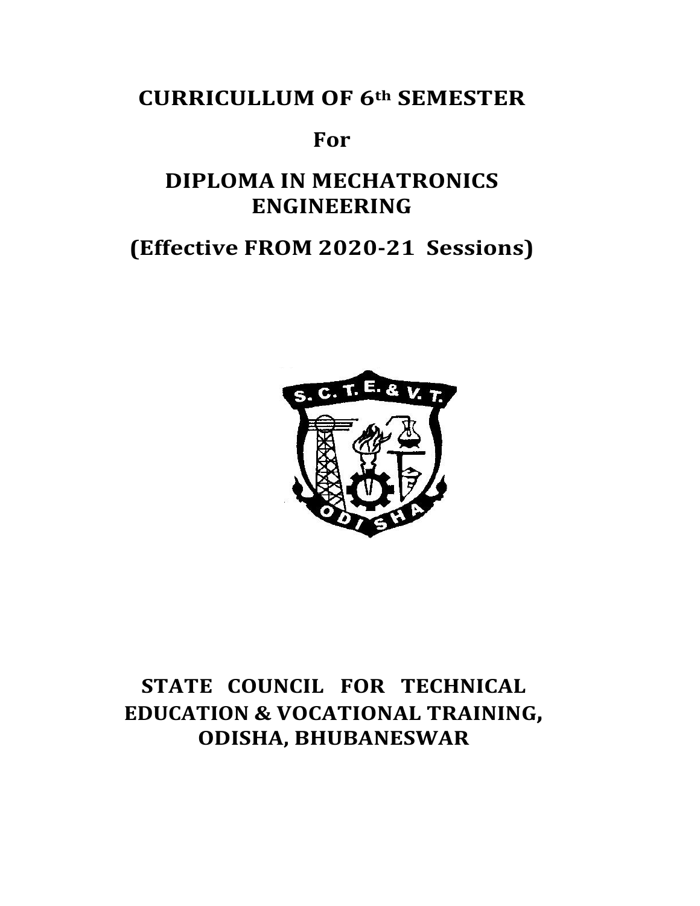# CURRICULLUM OF 6th SEMESTER

## For

# DIPLOMA IN MECHATRONICS ENGINEERING

## (Effective FROM 2020-21 Sessions)

# STATE COUNCIL FOR TECHNICAL EDUCATION & VOCATIONAL TRAINING, ODISHA, BHUBANESWAR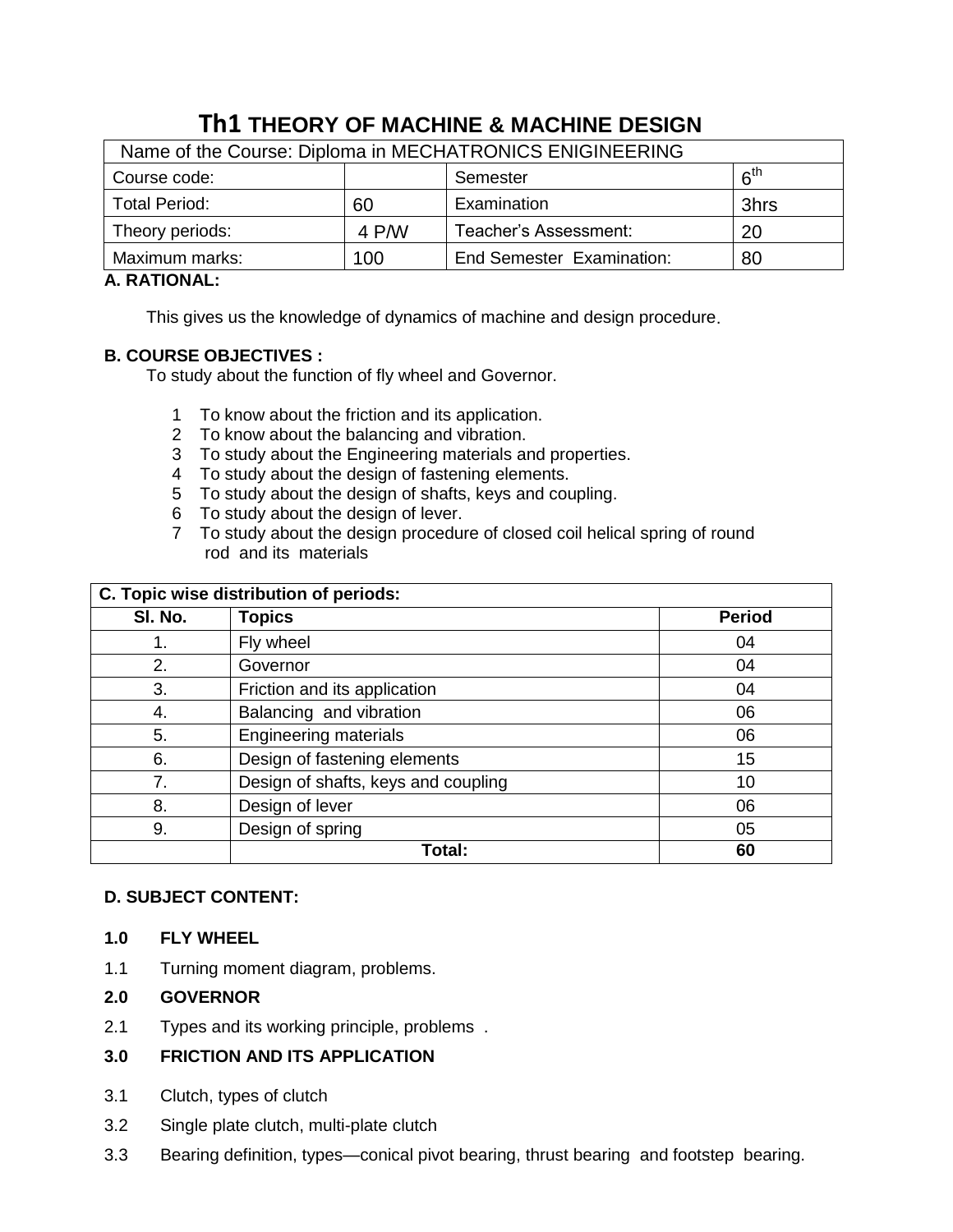# Th1 THEORY OF MACHINE & MACHINE DESIGN

| Name of the Course: Diploma in MECHATRONICS ENIGINEERING | | | |
|---|---|---|---|
| Course code: | | Semester | $6^{th}$ |
| Total Period: | 60 | Examination | 3hrs |
| Theory periods: | 4 P/W | Teacher's Assessment: | 20 |
| Maximum marks: | 100 | End Semester Examination: | 80 |

**A. RATIONAL:**

This gives us the knowledge of dynamics of machine and design procedure.

**B. COURSE OBJECTIVES :**

To study about the function of fly wheel and Governor.

1. To know about the friction and its application.
2. To know about the balancing and vibration.
3. To study about the Engineering materials and properties.
4. To study about the design of fastening elements.
5. To study about the design of shafts, keys and coupling.
6. To study about the design of lever.
7. To study about the design procedure of closed coil helical spring of round rod and its materials

| C. Topic wise distribution of periods: | | |
|---|---|---|
| **Sl. No.** | **Topics** | **Period** |
| 1. | Fly wheel | 04 |
| 2. | Governor | 04 |
| 3. | Friction and its application | 04 |
| 4. | Balancing and vibration | 06 |
| 5. | Engineering materials | 06 |
| 6. | Design of fastening elements | 15 |
| 7. | Design of shafts, keys and coupling | 10 |
| 8. | Design of lever | 06 |
| 9. | Design of spring | 05 |
| | **Total:** | **60** |

**D. SUBJECT CONTENT:**

**1.0 FLY WHEEL**

1.1 Turning moment diagram, problems.

**2.0 GOVERNOR**

2.1 Types and its working principle, problems .

**3.0 FRICTION AND ITS APPLICATION**

3.1 Clutch, types of clutch

3.2 Single plate clutch, multi-plate clutch

3.3 Bearing definition, types—conical pivot bearing, thrust bearing and footstep bearing.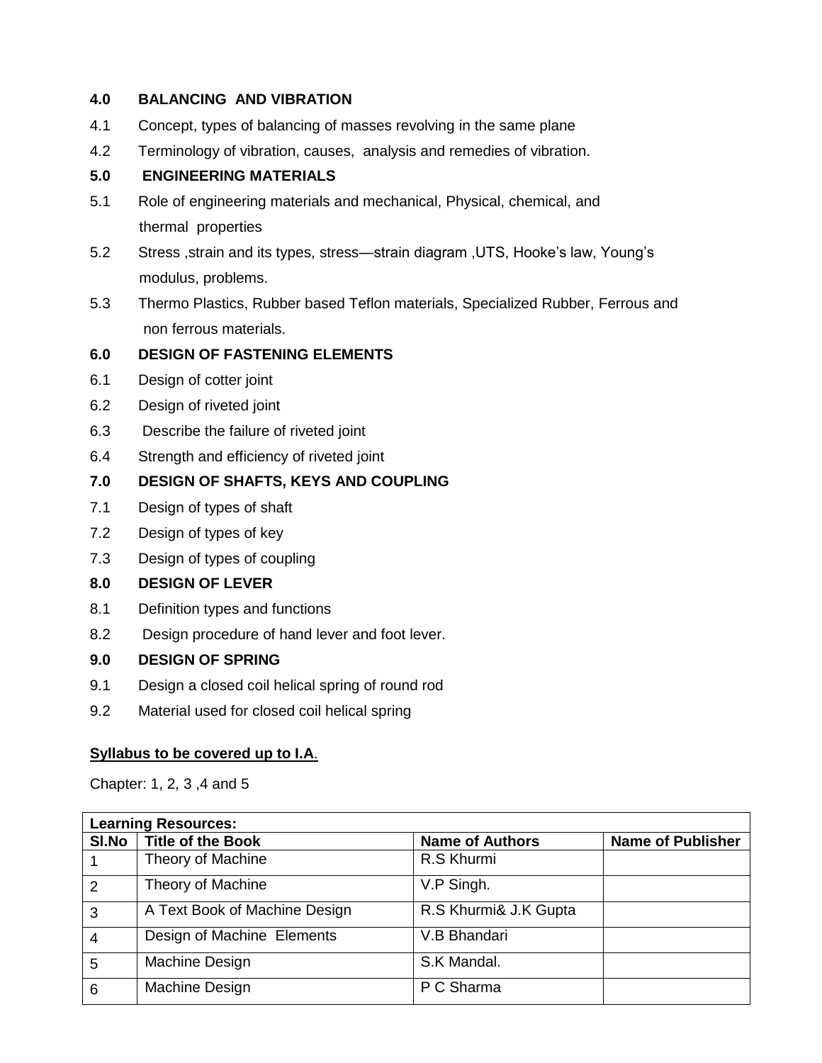**4.0 BALANCING AND VIBRATION**

4.1 Concept, types of balancing of masses revolving in the same plane

4.2 Terminology of vibration, causes, analysis and remedies of vibration.

**5.0 ENGINEERING MATERIALS**

5.1 Role of engineering materials and mechanical, Physical, chemical, and thermal properties

5.2 Stress ,strain and its types, stress—strain diagram ,UTS, Hooke's law, Young's modulus, problems.

5.3 Thermo Plastics, Rubber based Teflon materials, Specialized Rubber, Ferrous and non ferrous materials.

**6.0 DESIGN OF FASTENING ELEMENTS**

6.1 Design of cotter joint

6.2 Design of riveted joint

6.3 Describe the failure of riveted joint

6.4 Strength and efficiency of riveted joint

**7.0 DESIGN OF SHAFTS, KEYS AND COUPLING**

7.1 Design of types of shaft

7.2 Design of types of key

7.3 Design of types of coupling

**8.0 DESIGN OF LEVER**

8.1 Definition types and functions

8.2 Design procedure of hand lever and foot lever.

**9.0 DESIGN OF SPRING**

9.1 Design a closed coil helical spring of round rod

9.2 Material used for closed coil helical spring

**Syllabus to be covered up to I.A.**

Chapter: 1, 2, 3 ,4 and 5

| **Learning Resources:** | | | |
|---|---|---|---|
| **Sl.No** | **Title of the Book** | **Name of Authors** | **Name of Publisher** |
| 1 | Theory of Machine | R.S Khurmi | |
| 2 | Theory of Machine | V.P Singh. | |
| 3 | A Text Book of Machine Design | R.S Khurmi& J.K Gupta | |
| 4 | Design of Machine Elements | V.B Bhandari | |
| 5 | Machine Design | S.K Mandal. | |
| 6 | Machine Design | P C Sharma | |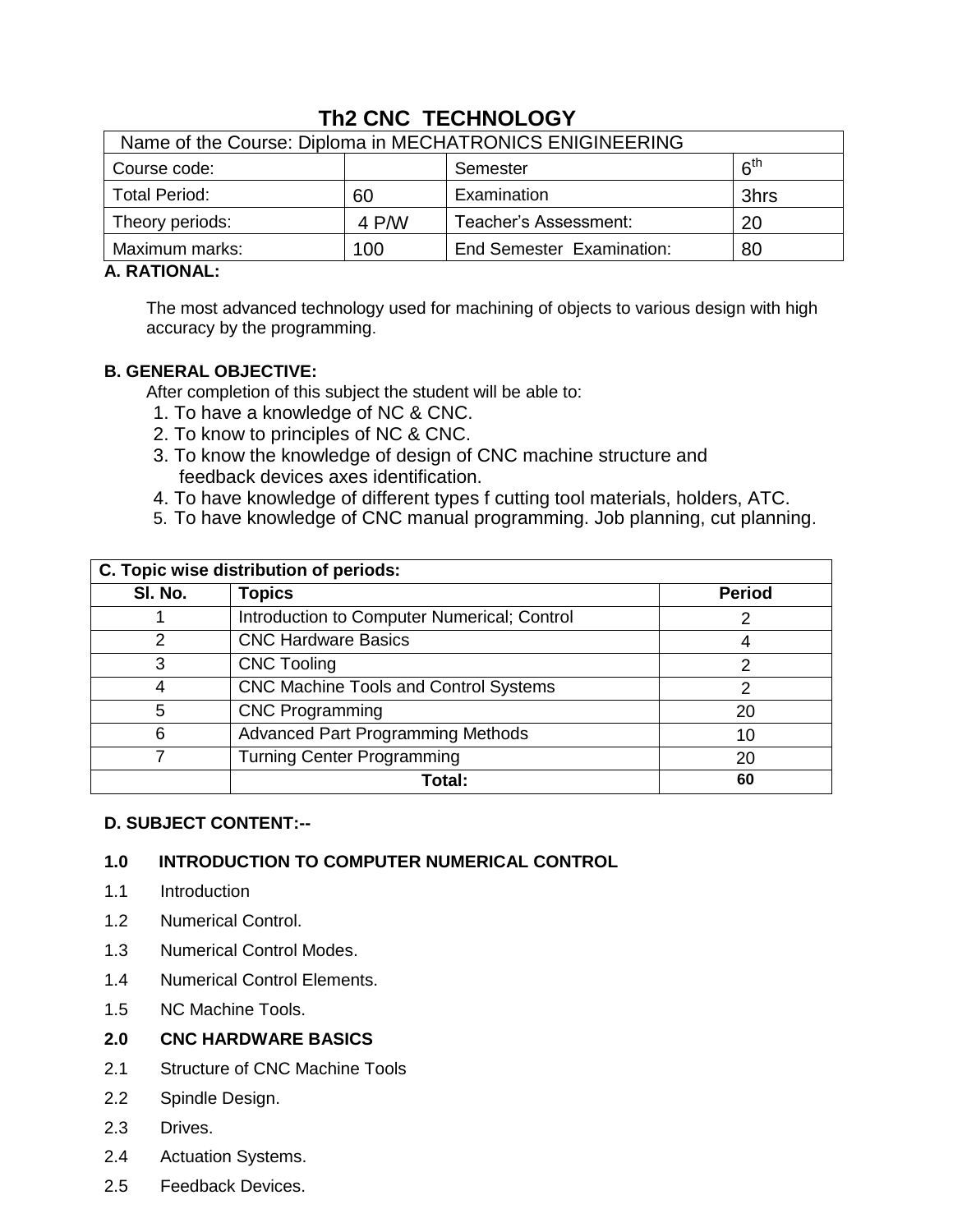# Th2 CNC TECHNOLOGY

| Name of the Course: Diploma in MECHATRONICS ENIGINEERING | | | |
|---|---|---|---|
| Course code: | | Semester | 6th |
| Total Period: | 60 | Examination | 3hrs |
| Theory periods: | 4 P/W | Teacher's Assessment: | 20 |
| Maximum marks: | 100 | End Semester Examination: | 80 |

**A. RATIONAL:**

The most advanced technology used for machining of objects to various design with high accuracy by the programming.

**B. GENERAL OBJECTIVE:**

After completion of this subject the student will be able to:

1. To have a knowledge of NC & CNC.
2. To know to principles of NC & CNC.
3. To know the knowledge of design of CNC machine structure and feedback devices axes identification.
4. To have knowledge of different types f cutting tool materials, holders, ATC.
5. To have knowledge of CNC manual programming. Job planning, cut planning.

**C. Topic wise distribution of periods:**

| Sl. No. | Topics | Period |
|---|---|---|
| 1 | Introduction to Computer Numerical; Control | 2 |
| 2 | CNC Hardware Basics | 4 |
| 3 | CNC Tooling | 2 |
| 4 | CNC Machine Tools and Control Systems | 2 |
| 5 | CNC Programming | 20 |
| 6 | Advanced Part Programming Methods | 10 |
| 7 | Turning Center Programming | 20 |
| | **Total:** | **60** |

**D. SUBJECT CONTENT:--**

**1.0 INTRODUCTION TO COMPUTER NUMERICAL CONTROL**

1.1 Introduction

1.2 Numerical Control.

1.3 Numerical Control Modes.

1.4 Numerical Control Elements.

1.5 NC Machine Tools.

**2.0 CNC HARDWARE BASICS**

2.1 Structure of CNC Machine Tools

2.2 Spindle Design.

2.3 Drives.

2.4 Actuation Systems.

2.5 Feedback Devices.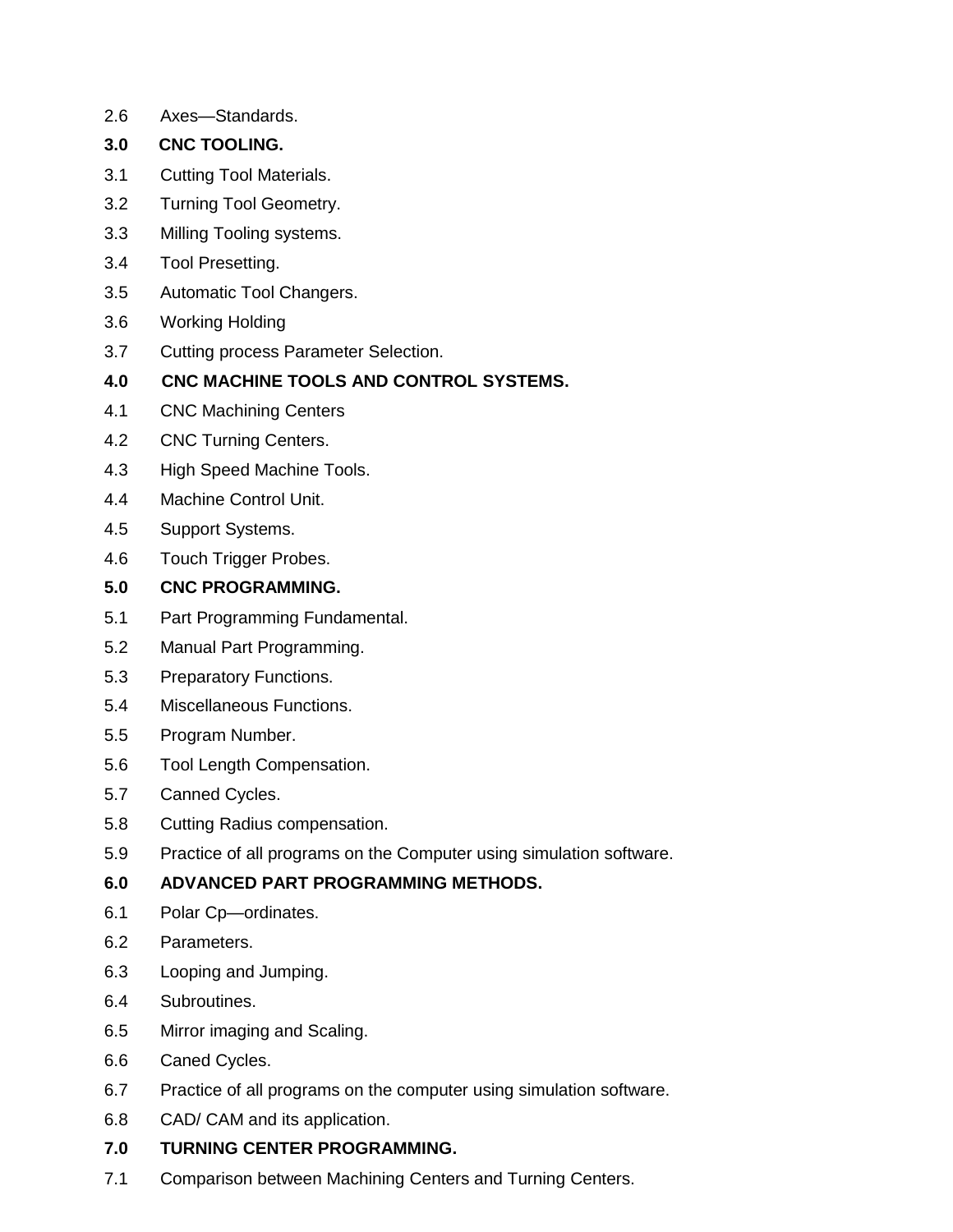2.6 Axes—Standards.

**3.0 CNC TOOLING.**

3.1 Cutting Tool Materials.

3.2 Turning Tool Geometry.

3.3 Milling Tooling systems.

3.4 Tool Presetting.

3.5 Automatic Tool Changers.

3.6 Working Holding

3.7 Cutting process Parameter Selection.

**4.0 CNC MACHINE TOOLS AND CONTROL SYSTEMS.**

4.1 CNC Machining Centers

4.2 CNC Turning Centers.

4.3 High Speed Machine Tools.

4.4 Machine Control Unit.

4.5 Support Systems.

4.6 Touch Trigger Probes.

**5.0 CNC PROGRAMMING.**

5.1 Part Programming Fundamental.

5.2 Manual Part Programming.

5.3 Preparatory Functions.

5.4 Miscellaneous Functions.

5.5 Program Number.

5.6 Tool Length Compensation.

5.7 Canned Cycles.

5.8 Cutting Radius compensation.

5.9 Practice of all programs on the Computer using simulation software.

**6.0 ADVANCED PART PROGRAMMING METHODS.**

6.1 Polar Cp—ordinates.

6.2 Parameters.

6.3 Looping and Jumping.

6.4 Subroutines.

6.5 Mirror imaging and Scaling.

6.6 Caned Cycles.

6.7 Practice of all programs on the computer using simulation software.

6.8 CAD/ CAM and its application.

**7.0 TURNING CENTER PROGRAMMING.**

7.1 Comparison between Machining Centers and Turning Centers.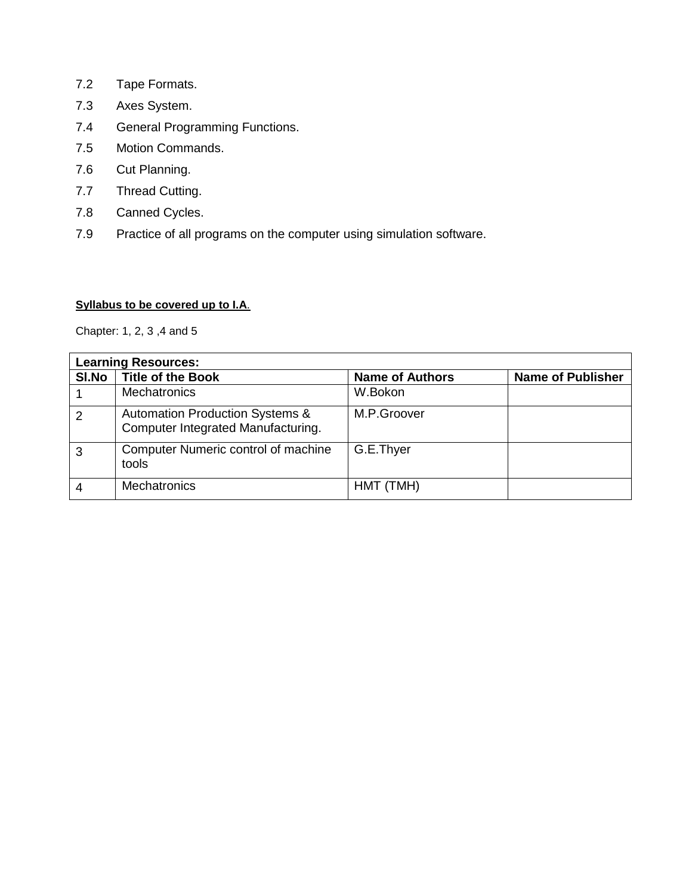7.2 Tape Formats.

7.3 Axes System.

7.4 General Programming Functions.

7.5 Motion Commands.

7.6 Cut Planning.

7.7 Thread Cutting.

7.8 Canned Cycles.

7.9 Practice of all programs on the computer using simulation software.

**Syllabus to be covered up to I.A.**

Chapter: 1, 2, 3 ,4 and 5

| **Learning Resources:** | | | |
|---|---|---|---|
| **Sl.No** | **Title of the Book** | **Name of Authors** | **Name of Publisher** |
| 1 | Mechatronics | W.Bokon | |
| 2 | Automation Production Systems & Computer Integrated Manufacturing. | M.P.Groover | |
| 3 | Computer Numeric control of machine tools | G.E.Thyer | |
| 4 | Mechatronics | HMT (TMH) | |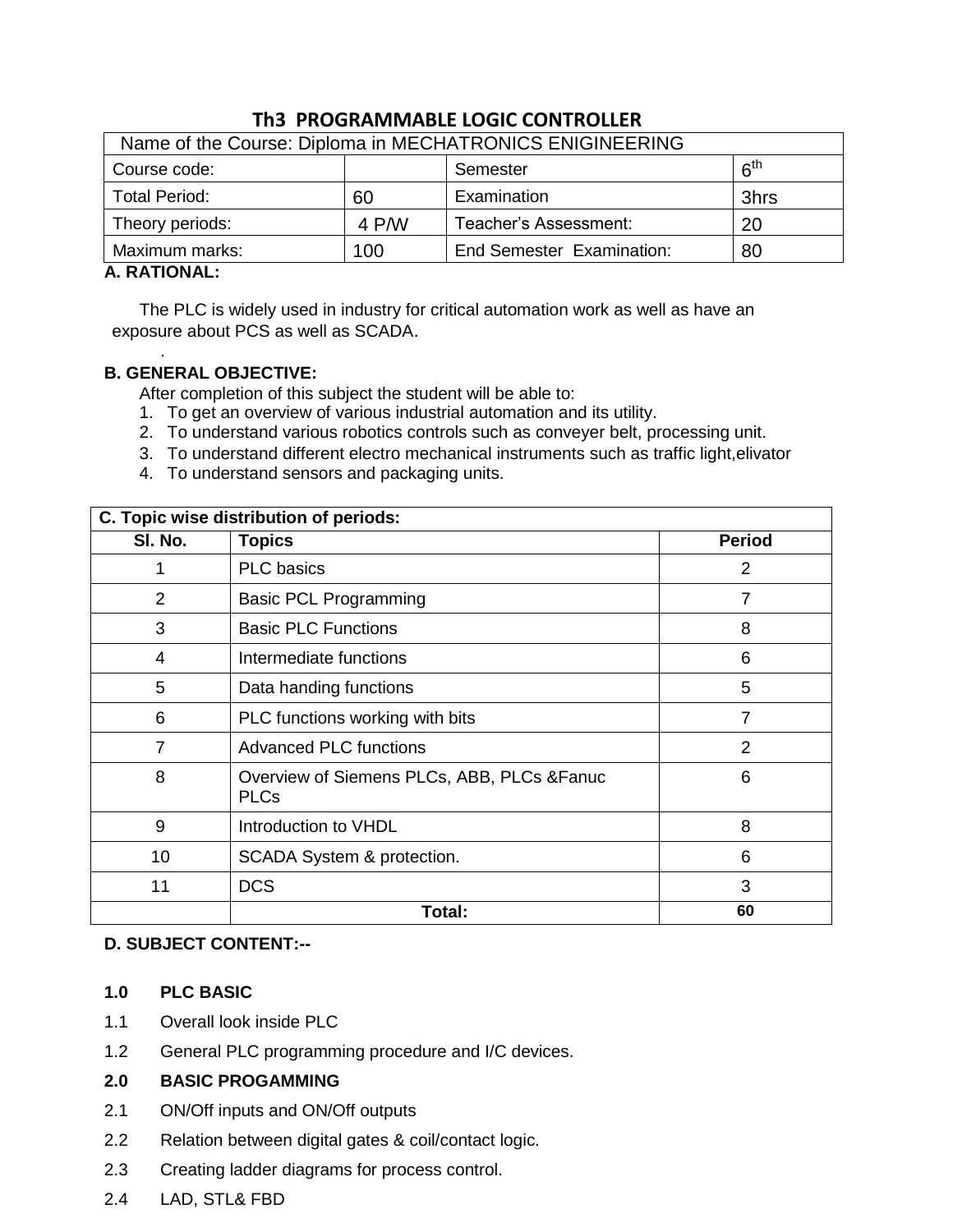# Th3 PROGRAMMABLE LOGIC CONTROLLER

| Name of the Course: Diploma in MECHATRONICS ENIGINEERING | | | |
|---|---|---|---|
| Course code: | | Semester | 6th |
| Total Period: | 60 | Examination | 3hrs |
| Theory periods: | 4 P/W | Teacher's Assessment: | 20 |
| Maximum marks: | 100 | End Semester Examination: | 80 |

**A. RATIONAL:**

The PLC is widely used in industry for critical automation work as well as have an exposure about PCS as well as SCADA.

.

**B. GENERAL OBJECTIVE:**

After completion of this subject the student will be able to:

1. To get an overview of various industrial automation and its utility.
2. To understand various robotics controls such as conveyer belt, processing unit.
3. To understand different electro mechanical instruments such as traffic light,elivator
4. To understand sensors and packaging units.

| C. Topic wise distribution of periods: | | |
|---|---|---|
| **Sl. No.** | **Topics** | **Period** |
| 1 | PLC basics | 2 |
| 2 | Basic PCL Programming | 7 |
| 3 | Basic PLC Functions | 8 |
| 4 | Intermediate functions | 6 |
| 5 | Data handing functions | 5 |
| 6 | PLC functions working with bits | 7 |
| 7 | Advanced PLC functions | 2 |
| 8 | Overview of Siemens PLCs, ABB, PLCs &Fanuc PLCs | 6 |
| 9 | Introduction to VHDL | 8 |
| 10 | SCADA System & protection. | 6 |
| 11 | DCS | 3 |
| | **Total:** | **60** |

**D. SUBJECT CONTENT:--**

**1.0 PLC BASIC**

1.1 Overall look inside PLC

1.2 General PLC programming procedure and I/C devices.

**2.0 BASIC PROGAMMING**

2.1 ON/Off inputs and ON/Off outputs

2.2 Relation between digital gates & coil/contact logic.

2.3 Creating ladder diagrams for process control.

2.4 LAD, STL& FBD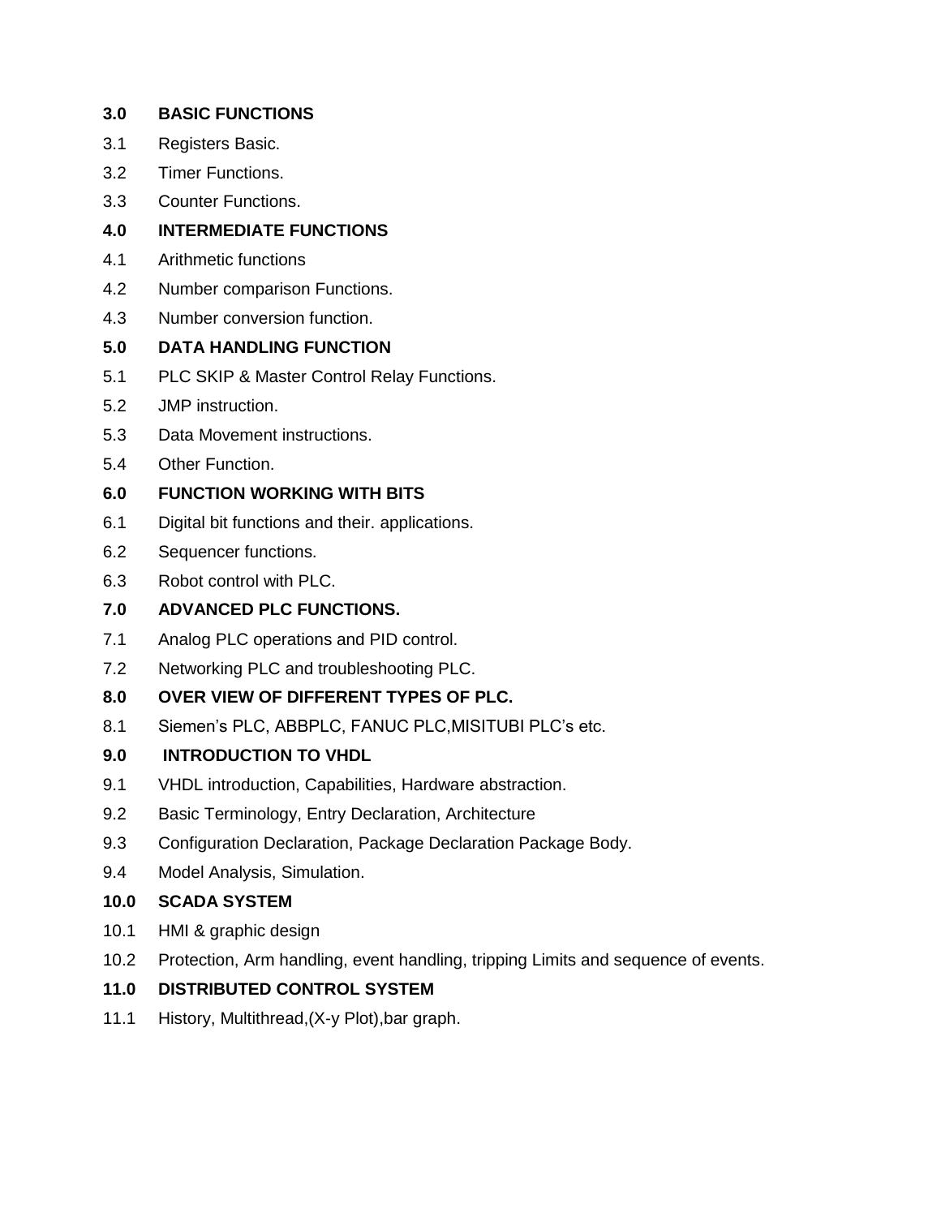**3.0 BASIC FUNCTIONS**

3.1 Registers Basic.

3.2 Timer Functions.

3.3 Counter Functions.

**4.0 INTERMEDIATE FUNCTIONS**

4.1 Arithmetic functions

4.2 Number comparison Functions.

4.3 Number conversion function.

**5.0 DATA HANDLING FUNCTION**

5.1 PLC SKIP & Master Control Relay Functions.

5.2 JMP instruction.

5.3 Data Movement instructions.

5.4 Other Function.

**6.0 FUNCTION WORKING WITH BITS**

6.1 Digital bit functions and their. applications.

6.2 Sequencer functions.

6.3 Robot control with PLC.

**7.0 ADVANCED PLC FUNCTIONS.**

7.1 Analog PLC operations and PID control.

7.2 Networking PLC and troubleshooting PLC.

**8.0 OVER VIEW OF DIFFERENT TYPES OF PLC.**

8.1 Siemen's PLC, ABBPLC, FANUC PLC,MISITUBI PLC's etc.

**9.0 INTRODUCTION TO VHDL**

9.1 VHDL introduction, Capabilities, Hardware abstraction.

9.2 Basic Terminology, Entry Declaration, Architecture

9.3 Configuration Declaration, Package Declaration Package Body.

9.4 Model Analysis, Simulation.

**10.0 SCADA SYSTEM**

10.1 HMI & graphic design

10.2 Protection, Arm handling, event handling, tripping Limits and sequence of events.

**11.0 DISTRIBUTED CONTROL SYSTEM**

11.1 History, Multithread,(X-y Plot),bar graph.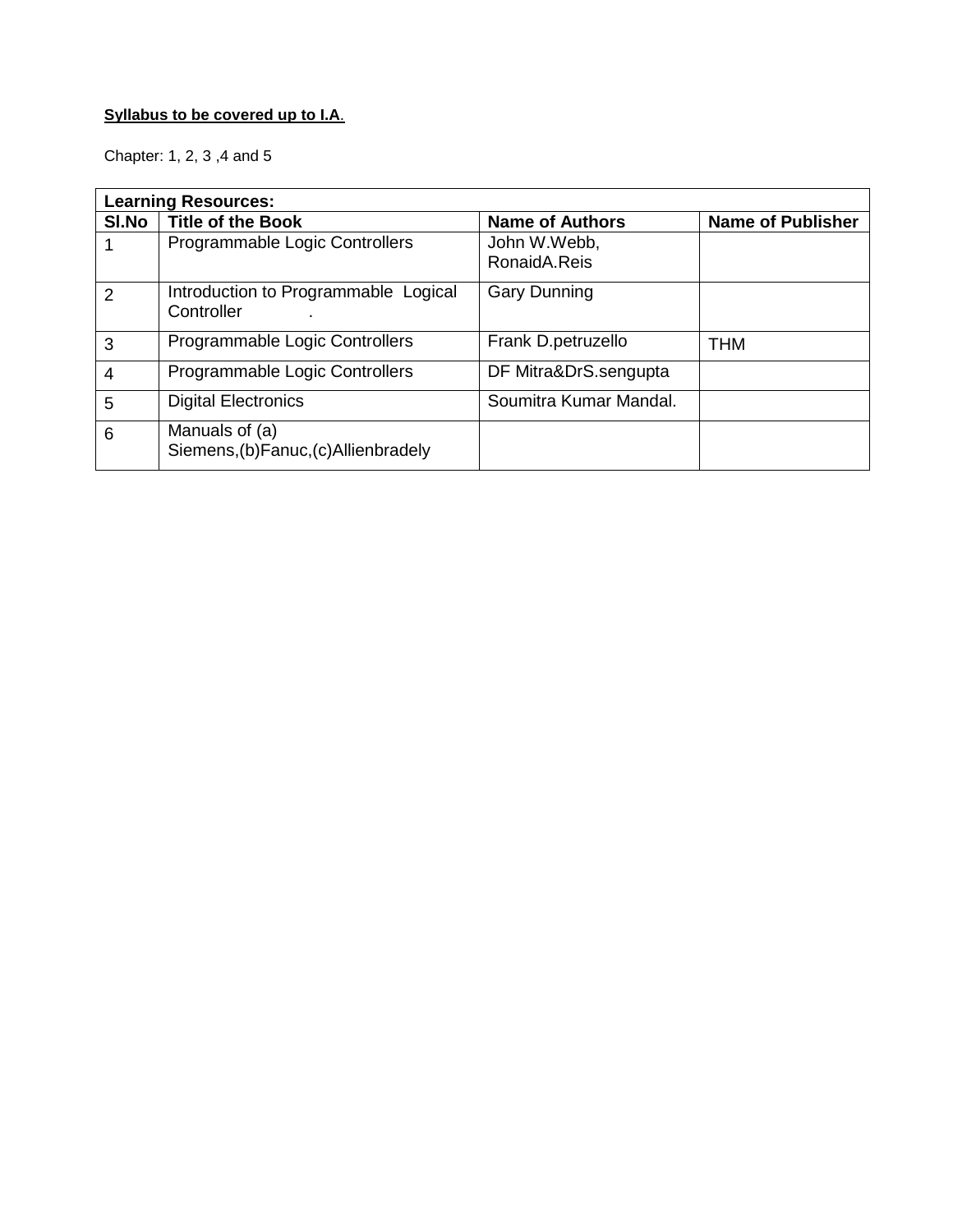**Syllabus to be covered up to I.A.**

Chapter: 1, 2, 3 ,4 and 5

| Learning Resources: | | | |
|---|---|---|---|
| **Sl.No** | **Title of the Book** | **Name of Authors** | **Name of Publisher** |
| 1 | Programmable Logic Controllers | John W.Webb, RonaidA.Reis | |
| 2 | Introduction to Programmable Logical Controller . | Gary Dunning | |
| 3 | Programmable Logic Controllers | Frank D.petruzello | THM |
| 4 | Programmable Logic Controllers | DF Mitra&DrS.sengupta | |
| 5 | Digital Electronics | Soumitra Kumar Mandal. | |
| 6 | Manuals of (a) Siemens,(b)Fanuc,(c)Allienbradely | | |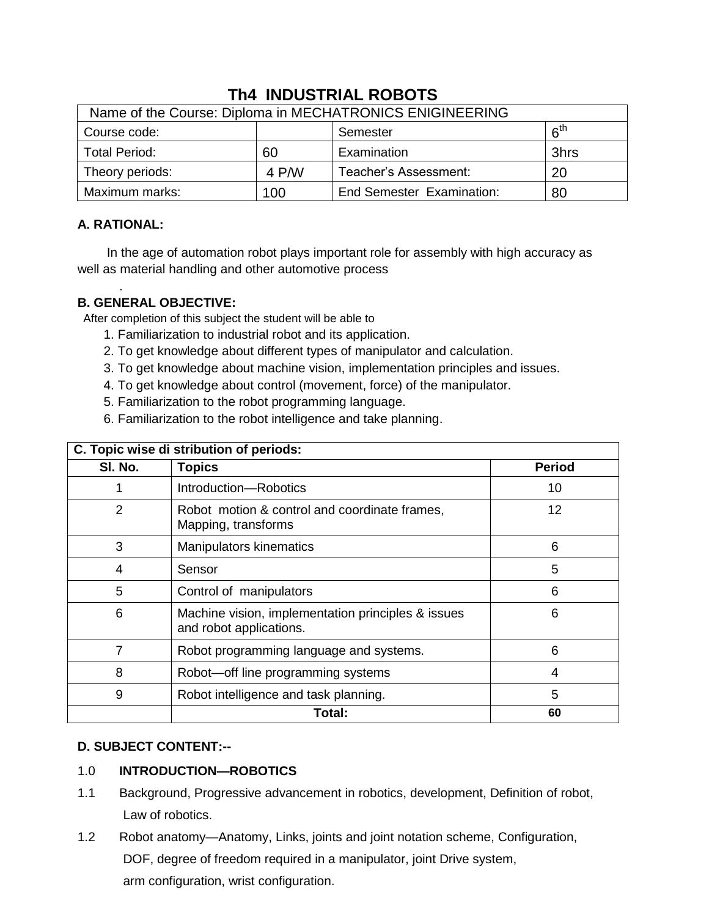# Th4 INDUSTRIAL ROBOTS

| Name of the Course: Diploma in MECHATRONICS ENIGINEERING | | | |
|---|---|---|---|
| Course code: | | Semester | 6th |
| Total Period: | 60 | Examination | 3hrs |
| Theory periods: | 4 P/W | Teacher's Assessment: | 20 |
| Maximum marks: | 100 | End Semester Examination: | 80 |

**A. RATIONAL:**

In the age of automation robot plays important role for assembly with high accuracy as well as material handling and other automotive process

.

**B. GENERAL OBJECTIVE:**

After completion of this subject the student will be able to

1. Familiarization to industrial robot and its application.
2. To get knowledge about different types of manipulator and calculation.
3. To get knowledge about machine vision, implementation principles and issues.
4. To get knowledge about control (movement, force) of the manipulator.
5. Familiarization to the robot programming language.
6. Familiarization to the robot intelligence and take planning.

**C. Topic wise di stribution of periods:**

| Sl. No. | Topics | Period |
|---|---|---|
| 1 | Introduction—Robotics | 10 |
| 2 | Robot motion & control and coordinate frames, Mapping, transforms | 12 |
| 3 | Manipulators kinematics | 6 |
| 4 | Sensor | 5 |
| 5 | Control of manipulators | 6 |
| 6 | Machine vision, implementation principles & issues and robot applications. | 6 |
| 7 | Robot programming language and systems. | 6 |
| 8 | Robot—off line programming systems | 4 |
| 9 | Robot intelligence and task planning. | 5 |
| | **Total:** | **60** |

**D. SUBJECT CONTENT:--**

1.0 **INTRODUCTION—ROBOTICS**

1.1 Background, Progressive advancement in robotics, development, Definition of robot, Law of robotics.

1.2 Robot anatomy—Anatomy, Links, joints and joint notation scheme, Configuration, DOF, degree of freedom required in a manipulator, joint Drive system, arm configuration, wrist configuration.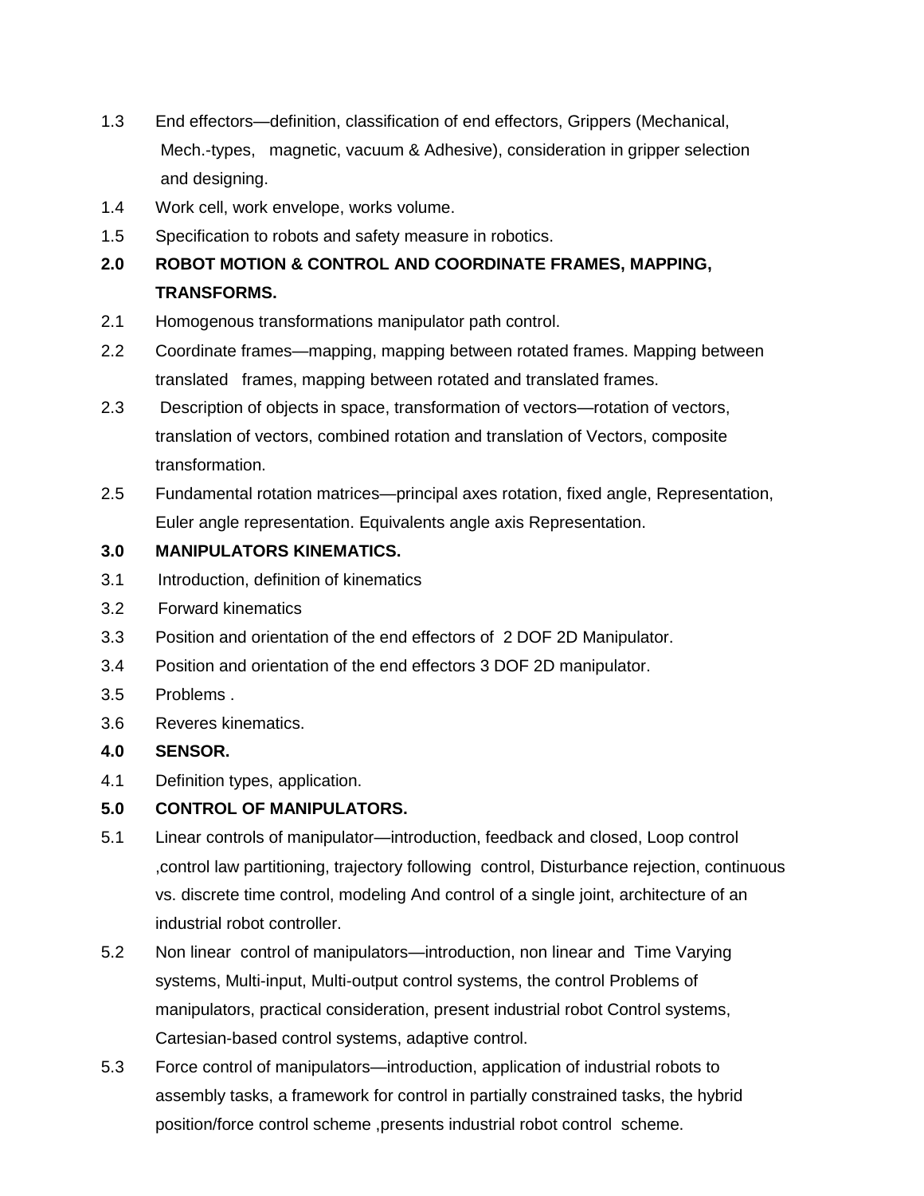1.3 End effectors—definition, classification of end effectors, Grippers (Mechanical, Mech.-types, magnetic, vacuum & Adhesive), consideration in gripper selection and designing.

1.4 Work cell, work envelope, works volume.

1.5 Specification to robots and safety measure in robotics.

**2.0 ROBOT MOTION & CONTROL AND COORDINATE FRAMES, MAPPING, TRANSFORMS.**

2.1 Homogenous transformations manipulator path control.

2.2 Coordinate frames—mapping, mapping between rotated frames. Mapping between translated frames, mapping between rotated and translated frames.

2.3 Description of objects in space, transformation of vectors—rotation of vectors, translation of vectors, combined rotation and translation of Vectors, composite transformation.

2.5 Fundamental rotation matrices—principal axes rotation, fixed angle, Representation, Euler angle representation. Equivalents angle axis Representation.

**3.0 MANIPULATORS KINEMATICS.**

3.1 Introduction, definition of kinematics

3.2 Forward kinematics

3.3 Position and orientation of the end effectors of 2 DOF 2D Manipulator.

3.4 Position and orientation of the end effectors 3 DOF 2D manipulator.

3.5 Problems .

3.6 Reveres kinematics.

**4.0 SENSOR.**

4.1 Definition types, application.

**5.0 CONTROL OF MANIPULATORS.**

5.1 Linear controls of manipulator—introduction, feedback and closed, Loop control ,control law partitioning, trajectory following control, Disturbance rejection, continuous vs. discrete time control, modeling And control of a single joint, architecture of an industrial robot controller.

5.2 Non linear control of manipulators—introduction, non linear and Time Varying systems, Multi-input, Multi-output control systems, the control Problems of manipulators, practical consideration, present industrial robot Control systems, Cartesian-based control systems, adaptive control.

5.3 Force control of manipulators—introduction, application of industrial robots to assembly tasks, a framework for control in partially constrained tasks, the hybrid position/force control scheme ,presents industrial robot control scheme.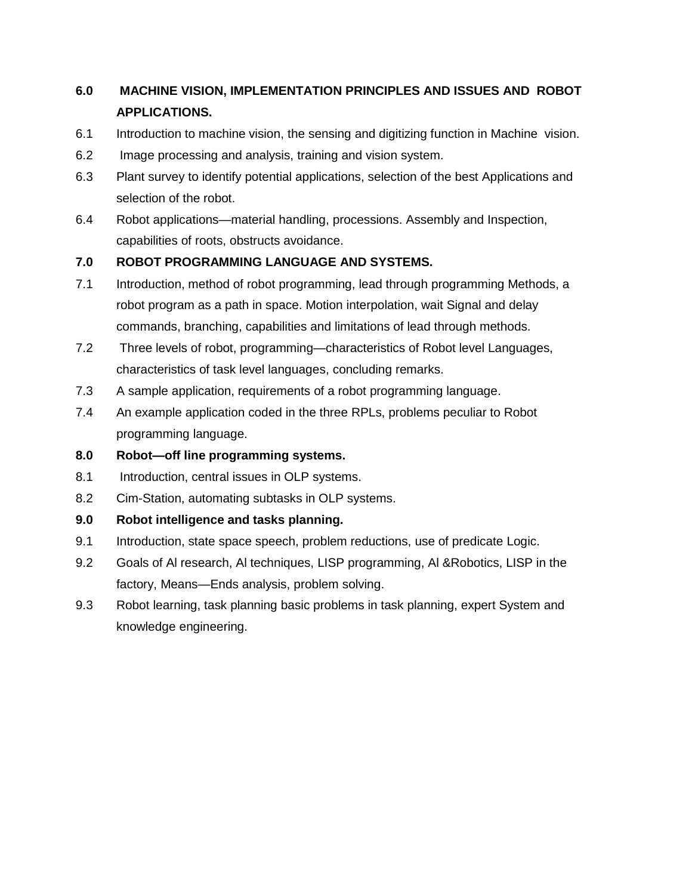**6.0 MACHINE VISION, IMPLEMENTATION PRINCIPLES AND ISSUES AND ROBOT APPLICATIONS.**

6.1 Introduction to machine vision, the sensing and digitizing function in Machine vision.

6.2 Image processing and analysis, training and vision system.

6.3 Plant survey to identify potential applications, selection of the best Applications and selection of the robot.

6.4 Robot applications—material handling, processions. Assembly and Inspection, capabilities of roots, obstructs avoidance.

**7.0 ROBOT PROGRAMMING LANGUAGE AND SYSTEMS.**

7.1 Introduction, method of robot programming, lead through programming Methods, a robot program as a path in space. Motion interpolation, wait Signal and delay commands, branching, capabilities and limitations of lead through methods.

7.2 Three levels of robot, programming—characteristics of Robot level Languages, characteristics of task level languages, concluding remarks.

7.3 A sample application, requirements of a robot programming language.

7.4 An example application coded in the three RPLs, problems peculiar to Robot programming language.

**8.0 Robot—off line programming systems.**

8.1 Introduction, central issues in OLP systems.

8.2 Cim-Station, automating subtasks in OLP systems.

**9.0 Robot intelligence and tasks planning.**

9.1 Introduction, state space speech, problem reductions, use of predicate Logic.

9.2 Goals of Al research, Al techniques, LISP programming, Al &Robotics, LISP in the factory, Means—Ends analysis, problem solving.

9.3 Robot learning, task planning basic problems in task planning, expert System and knowledge engineering.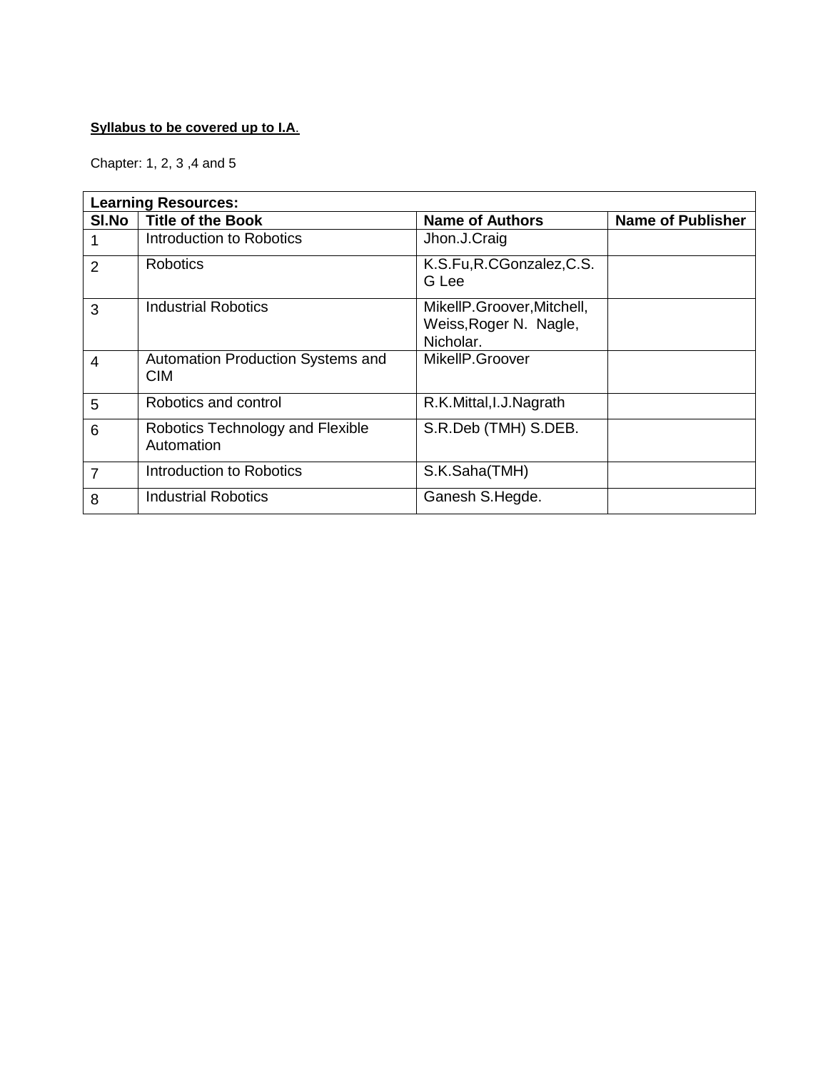**Syllabus to be covered up to I.A.**

Chapter: 1, 2, 3 ,4 and 5

| Learning Resources: | | | |
|---|---|---|---|
| **Sl.No** | **Title of the Book** | **Name of Authors** | **Name of Publisher** |
| 1 | Introduction to Robotics | Jhon.J.Craig | |
| 2 | Robotics | K.S.Fu,R.CGonzalez,C.S.G Lee | |
| 3 | Industrial Robotics | MikellP.Groover,Mitchell, Weiss,Roger N. Nagle, Nicholar. | |
| 4 | Automation Production Systems and CIM | MikellP.Groover | |
| 5 | Robotics and control | R.K.Mittal,I.J.Nagrath | |
| 6 | Robotics Technology and Flexible Automation | S.R.Deb (TMH) S.DEB. | |
| 7 | Introduction to Robotics | S.K.Saha(TMH) | |
| 8 | Industrial Robotics | Ganesh S.Hegde. | |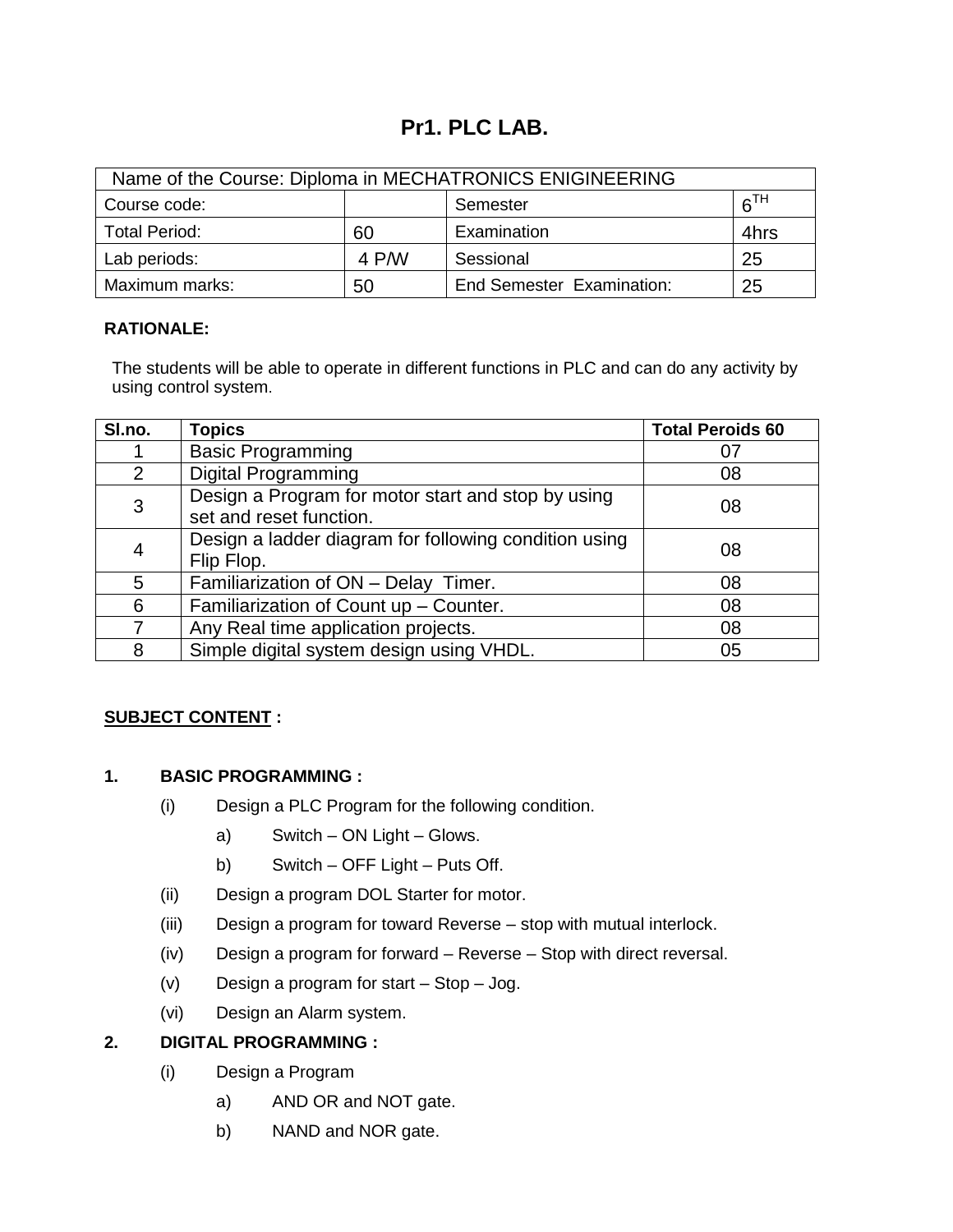# Pr1. PLC LAB.

| Name of the Course: Diploma in MECHATRONICS ENIGINEERING | | | |
|---|---|---|---|
| Course code: | | Semester | $6^{TH}$ |
| Total Period: | 60 | Examination | 4hrs |
| Lab periods: | 4 P/W | Sessional | 25 |
| Maximum marks: | 50 | End Semester Examination: | 25 |

**RATIONALE:**

The students will be able to operate in different functions in PLC and can do any activity by using control system.

| Sl.no. | Topics | Total Peroids 60 |
|---|---|---|
| 1 | Basic Programming | 07 |
| 2 | Digital Programming | 08 |
| 3 | Design a Program for motor start and stop by using set and reset function. | 08 |
| 4 | Design a ladder diagram for following condition using Flip Flop. | 08 |
| 5 | Familiarization of ON – Delay Timer. | 08 |
| 6 | Familiarization of Count up – Counter. | 08 |
| 7 | Any Real time application projects. | 08 |
| 8 | Simple digital system design using VHDL. | 05 |

**<u>SUBJECT CONTENT</u> :**

**1. BASIC PROGRAMMING :**

(i) Design a PLC Program for the following condition.

a) Switch – ON Light – Glows.

b) Switch – OFF Light – Puts Off.

(ii) Design a program DOL Starter for motor.

(iii) Design a program for toward Reverse – stop with mutual interlock.

(iv) Design a program for forward – Reverse – Stop with direct reversal.

(v) Design a program for start – Stop – Jog.

(vi) Design an Alarm system.

**2. DIGITAL PROGRAMMING :**

(i) Design a Program

a) AND OR and NOT gate.

b) NAND and NOR gate.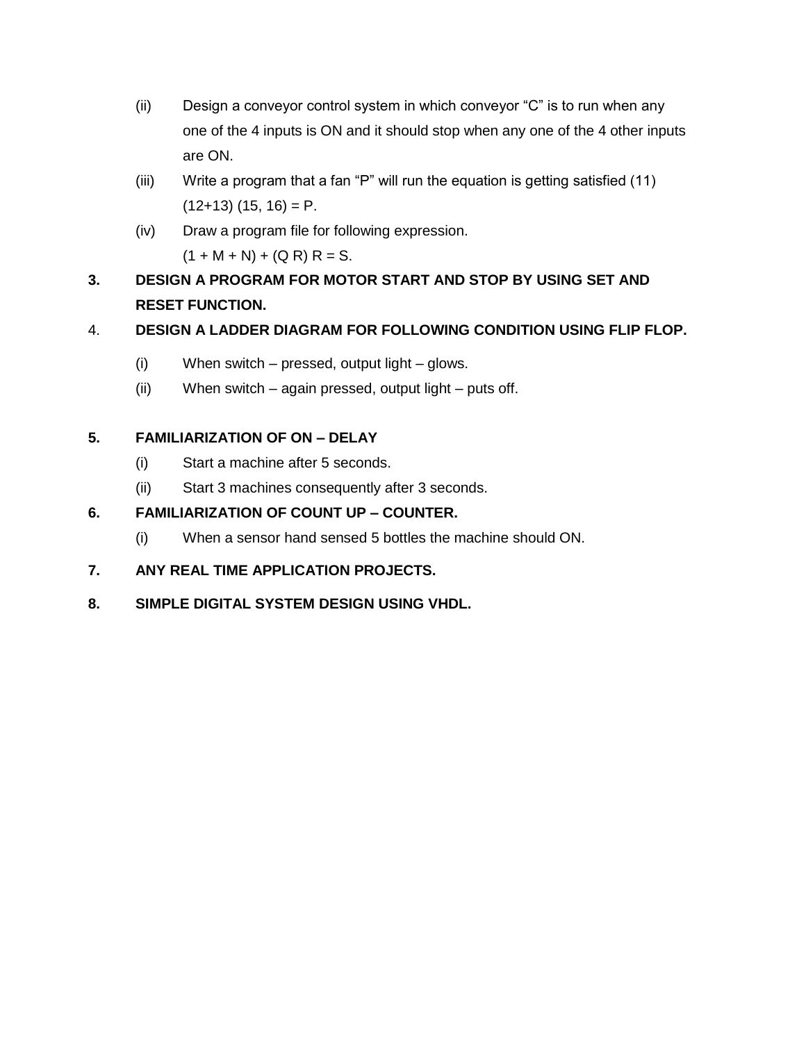(ii) Design a conveyor control system in which conveyor "C" is to run when any one of the 4 inputs is ON and it should stop when any one of the 4 other inputs are ON.

(iii) Write a program that a fan "P" will run the equation is getting satisfied (11) (12+13) (15, 16) = P.

(iv) Draw a program file for following expression.
(1 + M + N) + (Q R) R = S.

**3. DESIGN A PROGRAM FOR MOTOR START AND STOP BY USING SET AND RESET FUNCTION.**

4. **DESIGN A LADDER DIAGRAM FOR FOLLOWING CONDITION USING FLIP FLOP.**

(i) When switch – pressed, output light – glows.

(ii) When switch – again pressed, output light – puts off.

**5. FAMILIARIZATION OF ON – DELAY**

(i) Start a machine after 5 seconds.

(ii) Start 3 machines consequently after 3 seconds.

**6. FAMILIARIZATION OF COUNT UP – COUNTER.**

(i) When a sensor hand sensed 5 bottles the machine should ON.

**7. ANY REAL TIME APPLICATION PROJECTS.**

**8. SIMPLE DIGITAL SYSTEM DESIGN USING VHDL.**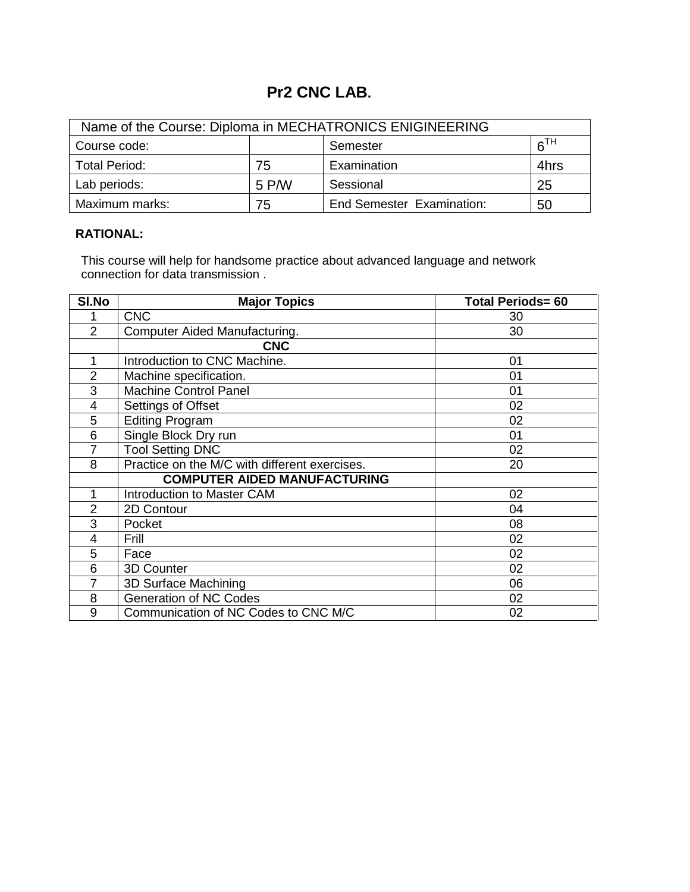# Pr2 CNC LAB.

| Name of the Course: Diploma in MECHATRONICS ENIGINEERING | | | |
|---|---|---|---|
| Course code: | | Semester | 6TH |
| Total Period: | 75 | Examination | 4hrs |
| Lab periods: | 5 P/W | Sessional | 25 |
| Maximum marks: | 75 | End Semester Examination: | 50 |

**RATIONAL:**

This course will help for handsome practice about advanced language and network connection for data transmission .

| Sl.No | Major Topics | Total Periods= 60 |
|---|---|---|
| 1 | CNC | 30 |
| 2 | Computer Aided Manufacturing. | 30 |
| | **CNC** | |
| 1 | Introduction to CNC Machine. | 01 |
| 2 | Machine specification. | 01 |
| 3 | Machine Control Panel | 01 |
| 4 | Settings of Offset | 02 |
| 5 | Editing Program | 02 |
| 6 | Single Block Dry run | 01 |
| 7 | Tool Setting DNC | 02 |
| 8 | Practice on the M/C with different exercises. | 20 |
| | **COMPUTER AIDED MANUFACTURING** | |
| 1 | Introduction to Master CAM | 02 |
| 2 | 2D Contour | 04 |
| 3 | Pocket | 08 |
| 4 | Frill | 02 |
| 5 | Face | 02 |
| 6 | 3D Counter | 02 |
| 7 | 3D Surface Machining | 06 |
| 8 | Generation of NC Codes | 02 |
| 9 | Communication of NC Codes to CNC M/C | 02 |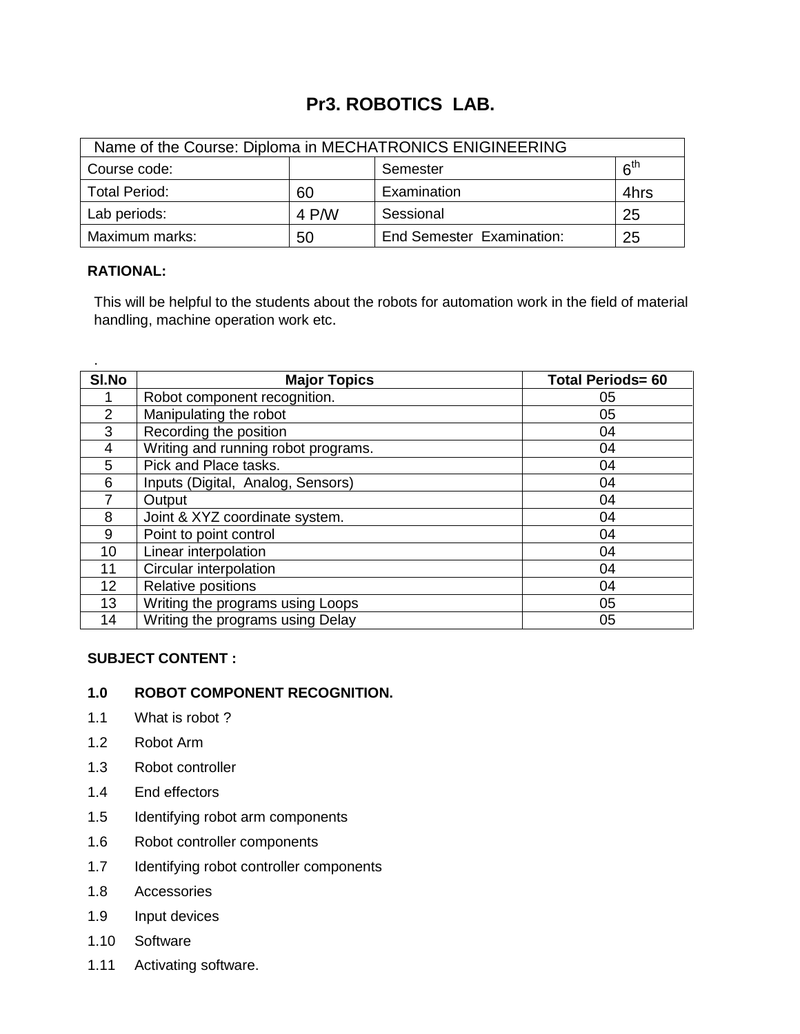# Pr3. ROBOTICS LAB.

| Name of the Course: Diploma in MECHATRONICS ENIGINEERING | | | |
|---|---|---|---|
| Course code: | | Semester | 6th |
| Total Period: | 60 | Examination | 4hrs |
| Lab periods: | 4 P/W | Sessional | 25 |
| Maximum marks: | 50 | End Semester Examination: | 25 |

**RATIONAL:**

This will be helpful to the students about the robots for automation work in the field of material handling, machine operation work etc.

.

| Sl.No | Major Topics | Total Periods= 60 |
|---|---|---|
| 1 | Robot component recognition. | 05 |
| 2 | Manipulating the robot | 05 |
| 3 | Recording the position | 04 |
| 4 | Writing and running robot programs. | 04 |
| 5 | Pick and Place tasks. | 04 |
| 6 | Inputs (Digital, Analog, Sensors) | 04 |
| 7 | Output | 04 |
| 8 | Joint & XYZ coordinate system. | 04 |
| 9 | Point to point control | 04 |
| 10 | Linear interpolation | 04 |
| 11 | Circular interpolation | 04 |
| 12 | Relative positions | 04 |
| 13 | Writing the programs using Loops | 05 |
| 14 | Writing the programs using Delay | 05 |

**SUBJECT CONTENT :**

**1.0 ROBOT COMPONENT RECOGNITION.**

1.1 What is robot ?

1.2 Robot Arm

1.3 Robot controller

1.4 End effectors

1.5 Identifying robot arm components

1.6 Robot controller components

1.7 Identifying robot controller components

1.8 Accessories

1.9 Input devices

1.10 Software

1.11 Activating software.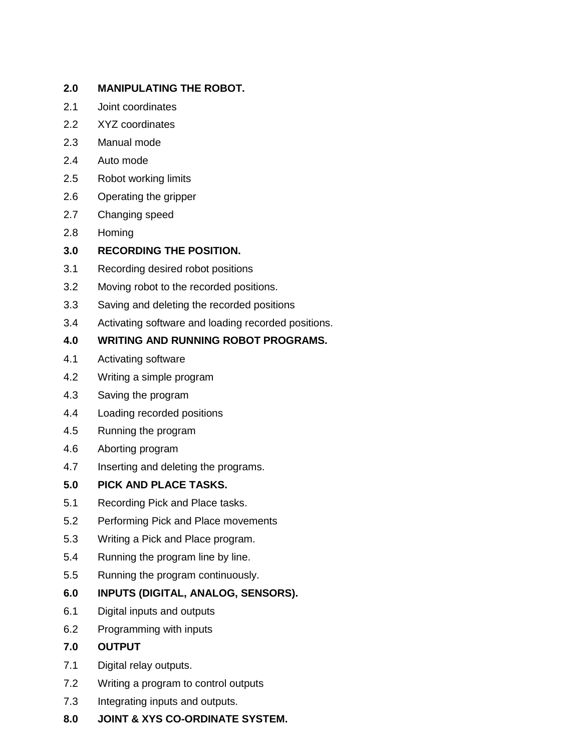**2.0 MANIPULATING THE ROBOT.**

2.1 Joint coordinates

2.2 XYZ coordinates

2.3 Manual mode

2.4 Auto mode

2.5 Robot working limits

2.6 Operating the gripper

2.7 Changing speed

2.8 Homing

**3.0 RECORDING THE POSITION.**

3.1 Recording desired robot positions

3.2 Moving robot to the recorded positions.

3.3 Saving and deleting the recorded positions

3.4 Activating software and loading recorded positions.

**4.0 WRITING AND RUNNING ROBOT PROGRAMS.**

4.1 Activating software

4.2 Writing a simple program

4.3 Saving the program

4.4 Loading recorded positions

4.5 Running the program

4.6 Aborting program

4.7 Inserting and deleting the programs.

**5.0 PICK AND PLACE TASKS.**

5.1 Recording Pick and Place tasks.

5.2 Performing Pick and Place movements

5.3 Writing a Pick and Place program.

5.4 Running the program line by line.

5.5 Running the program continuously.

**6.0 INPUTS (DIGITAL, ANALOG, SENSORS).**

6.1 Digital inputs and outputs

6.2 Programming with inputs

**7.0 OUTPUT**

7.1 Digital relay outputs.

7.2 Writing a program to control outputs

7.3 Integrating inputs and outputs.

**8.0 JOINT & XYS CO-ORDINATE SYSTEM.**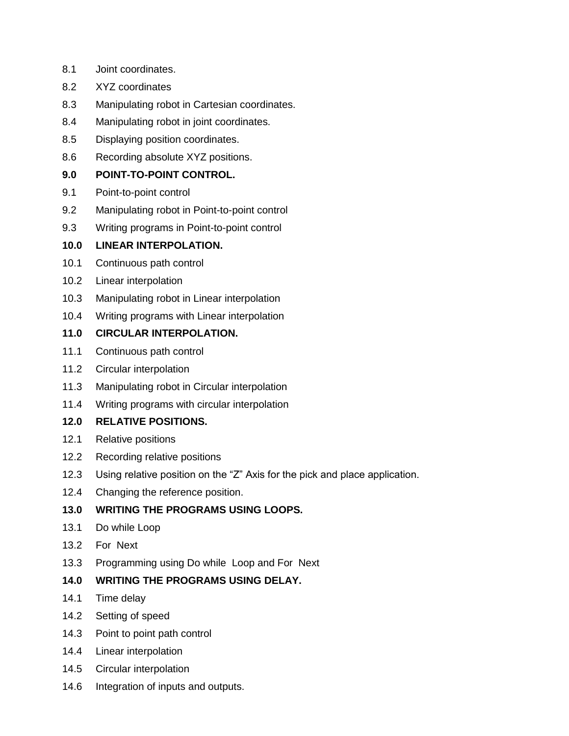8.1 Joint coordinates.

8.2 XYZ coordinates

8.3 Manipulating robot in Cartesian coordinates.

8.4 Manipulating robot in joint coordinates.

8.5 Displaying position coordinates.

8.6 Recording absolute XYZ positions.

**9.0 POINT-TO-POINT CONTROL.**

9.1 Point-to-point control

9.2 Manipulating robot in Point-to-point control

9.3 Writing programs in Point-to-point control

**10.0 LINEAR INTERPOLATION.**

10.1 Continuous path control

10.2 Linear interpolation

10.3 Manipulating robot in Linear interpolation

10.4 Writing programs with Linear interpolation

**11.0 CIRCULAR INTERPOLATION.**

11.1 Continuous path control

11.2 Circular interpolation

11.3 Manipulating robot in Circular interpolation

11.4 Writing programs with circular interpolation

**12.0 RELATIVE POSITIONS.**

12.1 Relative positions

12.2 Recording relative positions

12.3 Using relative position on the “Z” Axis for the pick and place application.

12.4 Changing the reference position.

**13.0 WRITING THE PROGRAMS USING LOOPS.**

13.1 Do while Loop

13.2 For Next

13.3 Programming using Do while Loop and For Next

**14.0 WRITING THE PROGRAMS USING DELAY.**

14.1 Time delay

14.2 Setting of speed

14.3 Point to point path control

14.4 Linear interpolation

14.5 Circular interpolation

14.6 Integration of inputs and outputs.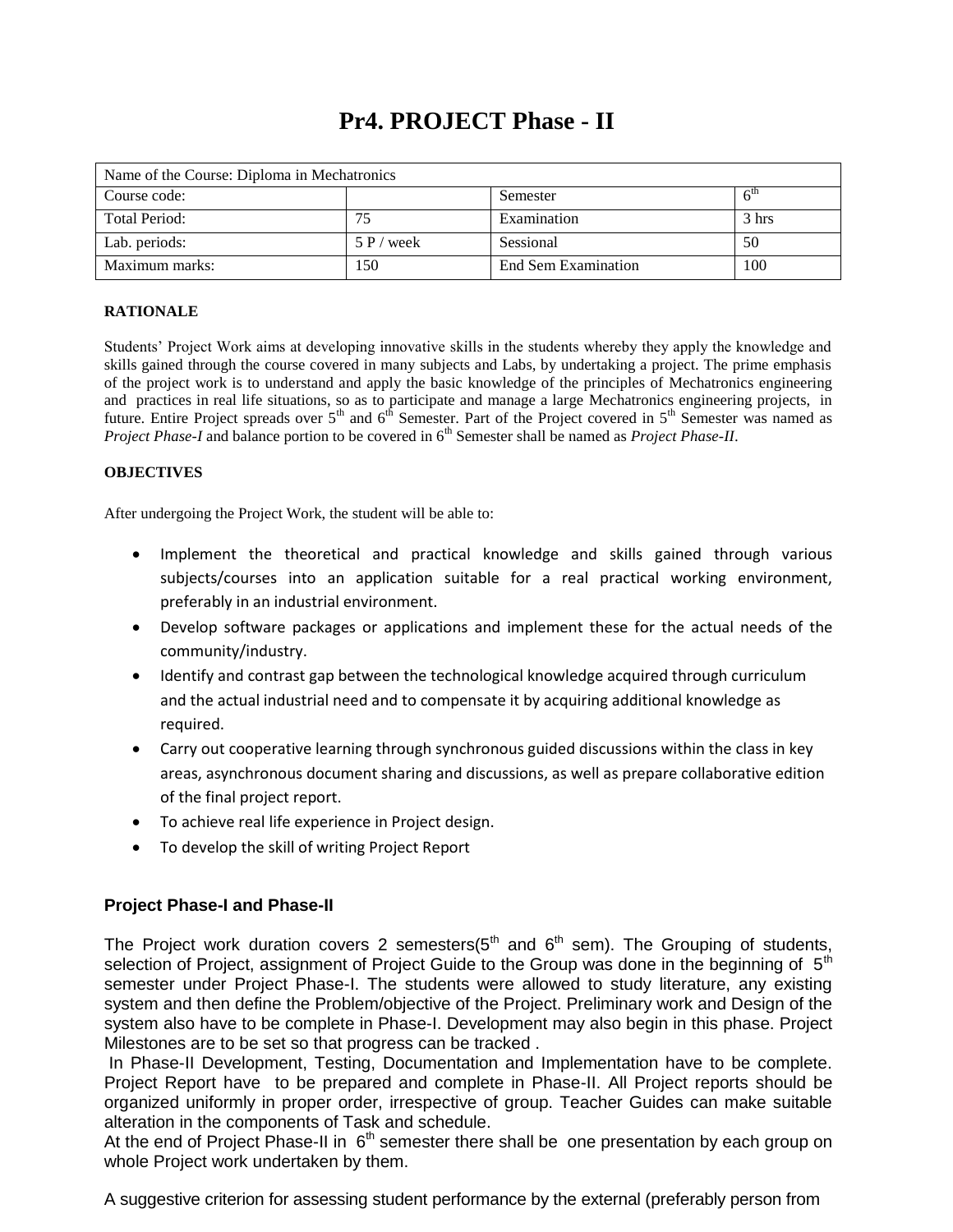# Pr4. PROJECT Phase - II

| Name of the Course: Diploma in Mechatronics | | | |
|---|---|---|---|
| Course code: | | Semester | 6th |
| Total Period: | 75 | Examination | 3 hrs |
| Lab. periods: | 5 P / week | Sessional | 50 |
| Maximum marks: | 150 | End Sem Examination | 100 |

**RATIONALE**

Students' Project Work aims at developing innovative skills in the students whereby they apply the knowledge and skills gained through the course covered in many subjects and Labs, by undertaking a project. The prime emphasis of the project work is to understand and apply the basic knowledge of the principles of Mechatronics engineering and practices in real life situations, so as to participate and manage a large Mechatronics engineering projects, in future. Entire Project spreads over 5th and 6th Semester. Part of the Project covered in 5th Semester was named as *Project Phase-I* and balance portion to be covered in 6th Semester shall be named as *Project Phase-II*.

**OBJECTIVES**

After undergoing the Project Work, the student will be able to:

- Implement the theoretical and practical knowledge and skills gained through various subjects/courses into an application suitable for a real practical working environment, preferably in an industrial environment.
- Develop software packages or applications and implement these for the actual needs of the community/industry.
- Identify and contrast gap between the technological knowledge acquired through curriculum and the actual industrial need and to compensate it by acquiring additional knowledge as required.
- Carry out cooperative learning through synchronous guided discussions within the class in key areas, asynchronous document sharing and discussions, as well as prepare collaborative edition of the final project report.
- To achieve real life experience in Project design.
- To develop the skill of writing Project Report

### Project Phase-I and Phase-II

The Project work duration covers 2 semesters(5th and 6th sem). The Grouping of students, selection of Project, assignment of Project Guide to the Group was done in the beginning of 5th semester under Project Phase-I. The students were allowed to study literature, any existing system and then define the Problem/objective of the Project. Preliminary work and Design of the system also have to be complete in Phase-I. Development may also begin in this phase. Project Milestones are to be set so that progress can be tracked .

In Phase-II Development, Testing, Documentation and Implementation have to be complete. Project Report have to be prepared and complete in Phase-II. All Project reports should be organized uniformly in proper order, irrespective of group. Teacher Guides can make suitable alteration in the components of Task and schedule.

At the end of Project Phase-II in 6th semester there shall be one presentation by each group on whole Project work undertaken by them.

A suggestive criterion for assessing student performance by the external (preferably person from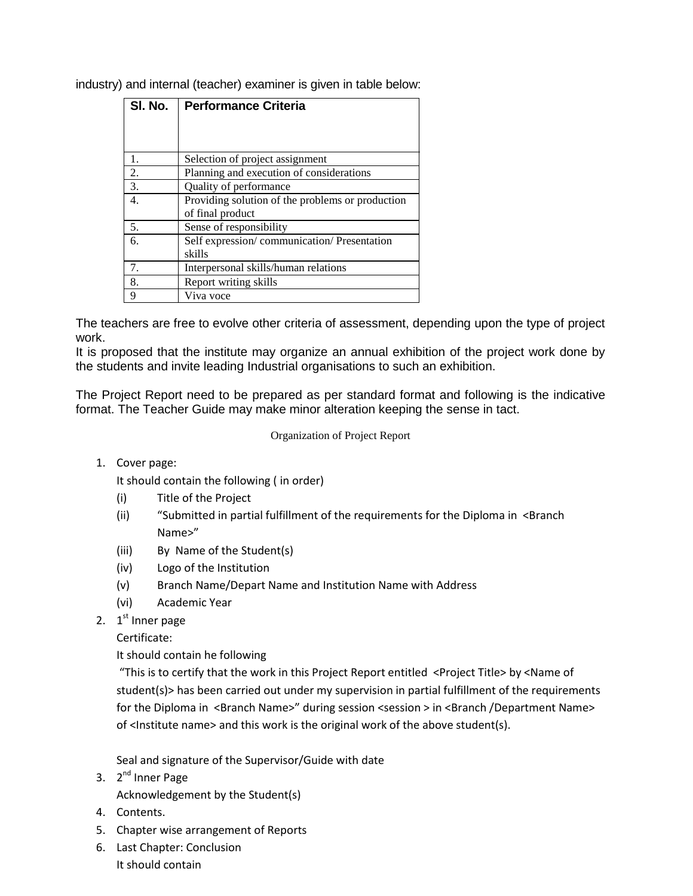industry) and internal (teacher) examiner is given in table below:

| Sl. No. | Performance Criteria |
|---|---|
| 1. | Selection of project assignment |
| 2. | Planning and execution of considerations |
| 3. | Quality of performance |
| 4. | Providing solution of the problems or production of final product |
| 5. | Sense of responsibility |
| 6. | Self expression/ communication/ Presentation skills |
| 7. | Interpersonal skills/human relations |
| 8. | Report writing skills |
| 9 | Viva voce |

The teachers are free to evolve other criteria of assessment, depending upon the type of project work.
It is proposed that the institute may organize an annual exhibition of the project work done by the students and invite leading Industrial organisations to such an exhibition.

The Project Report need to be prepared as per standard format and following is the indicative format. The Teacher Guide may make minor alteration keeping the sense in tact.

Organization of Project Report

1. Cover page:
   It should contain the following ( in order)
   - (i) Title of the Project
   - (ii) "Submitted in partial fulfillment of the requirements for the Diploma in <Branch Name>"
   - (iii) By Name of the Student(s)
   - (iv) Logo of the Institution
   - (v) Branch Name/Depart Name and Institution Name with Address
   - (vi) Academic Year
2. 1st Inner page
   Certificate:
   It should contain he following
   "This is to certify that the work in this Project Report entitled <Project Title> by <Name of student(s)> has been carried out under my supervision in partial fulfillment of the requirements for the Diploma in <Branch Name>" during session <session > in <Branch /Department Name> of <Institute name> and this work is the original work of the above student(s).

   Seal and signature of the Supervisor/Guide with date
3. 2nd Inner Page
   Acknowledgement by the Student(s)
4. Contents.
5. Chapter wise arrangement of Reports
6. Last Chapter: Conclusion
   It should contain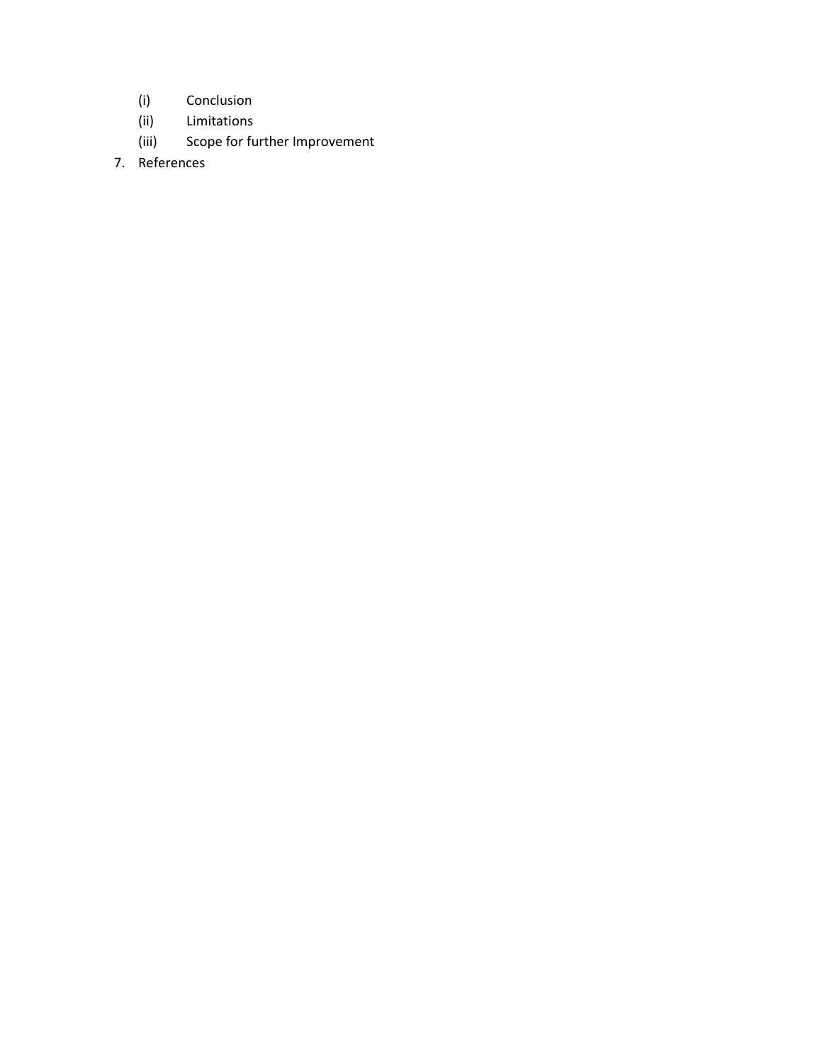(i) Conclusion
(ii) Limitations
(iii) Scope for further Improvement

7. References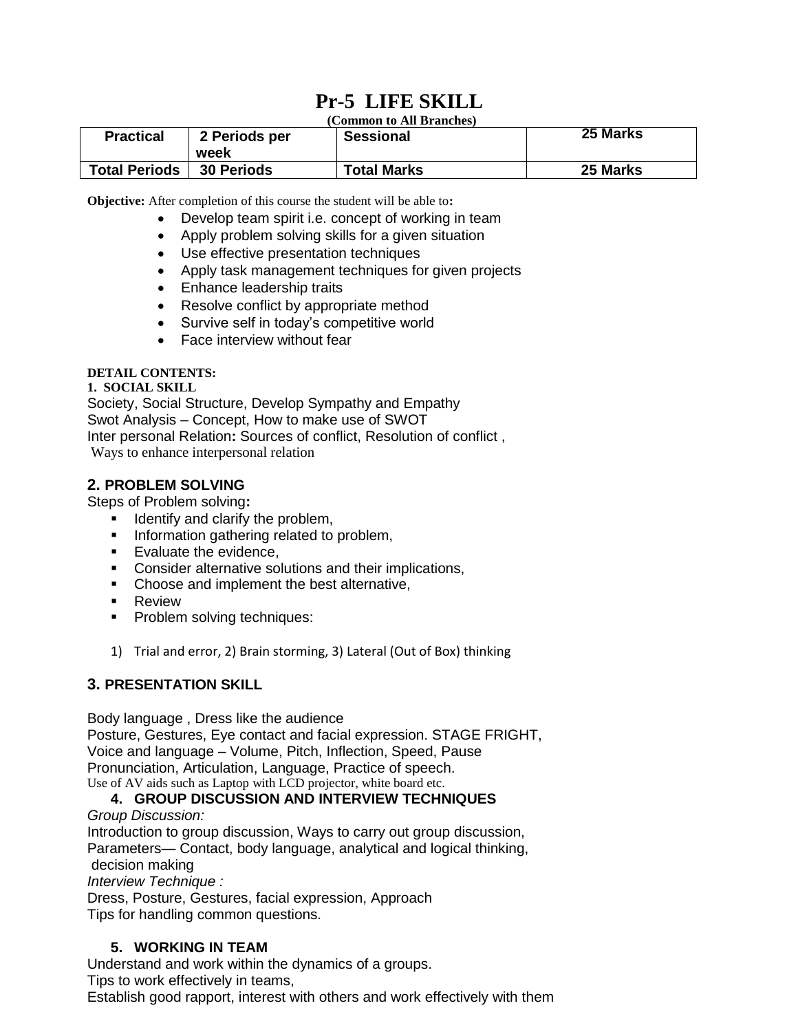# Pr-5 LIFE SKILL

**(Common to All Branches)**

| Practical | 2 Periods per week | Sessional | 25 Marks |
|---|---|---|---|
| Total Periods | 30 Periods | Total Marks | 25 Marks |

**Objective:** After completion of this course the student will be able to**:**

- Develop team spirit i.e. concept of working in team
- Apply problem solving skills for a given situation
- Use effective presentation techniques
- Apply task management techniques for given projects
- Enhance leadership traits
- Resolve conflict by appropriate method
- Survive self in today's competitive world
- Face interview without fear

**DETAIL CONTENTS:**

**1. SOCIAL SKILL**

Society, Social Structure, Develop Sympathy and Empathy
Swot Analysis – Concept, How to make use of SWOT
Inter personal Relation**:** Sources of conflict, Resolution of conflict ,
Ways to enhance interpersonal relation

## 2. PROBLEM SOLVING

Steps of Problem solving**:**

- Identify and clarify the problem,
- Information gathering related to problem,
- Evaluate the evidence,
- Consider alternative solutions and their implications,
- Choose and implement the best alternative,
- Review
- Problem solving techniques:

1) Trial and error, 2) Brain storming, 3) Lateral (Out of Box) thinking

## 3. PRESENTATION SKILL

Body language , Dress like the audience
Posture, Gestures, Eye contact and facial expression. STAGE FRIGHT,
Voice and language – Volume, Pitch, Inflection, Speed, Pause
Pronunciation, Articulation, Language, Practice of speech.
Use of AV aids such as Laptop with LCD projector, white board etc.

## 4. GROUP DISCUSSION AND INTERVIEW TECHNIQUES

*Group Discussion:*

Introduction to group discussion, Ways to carry out group discussion,
Parameters— Contact, body language, analytical and logical thinking,
decision making

*Interview Technique :*

Dress, Posture, Gestures, facial expression, Approach
Tips for handling common questions.

## 5. WORKING IN TEAM

Understand and work within the dynamics of a groups.
Tips to work effectively in teams,
Establish good rapport, interest with others and work effectively with them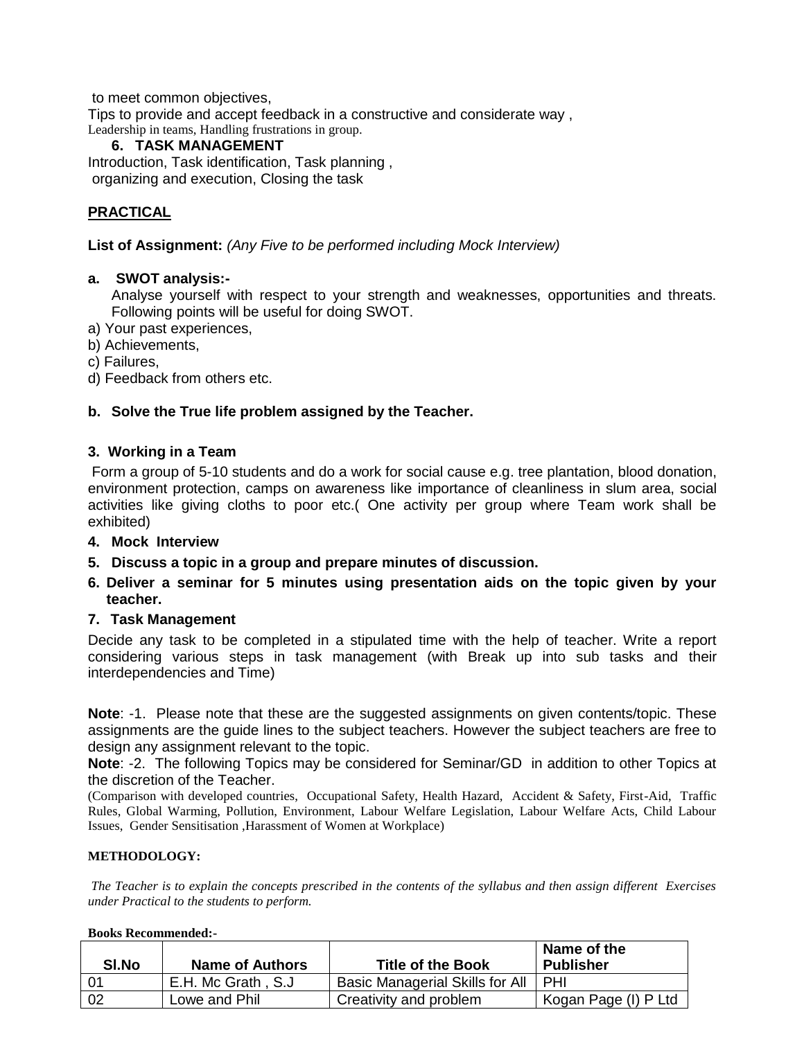to meet common objectives,
Tips to provide and accept feedback in a constructive and considerate way ,
Leadership in teams, Handling frustrations in group.

**6. TASK MANAGEMENT**

Introduction, Task identification, Task planning ,
organizing and execution, Closing the task

## PRACTICAL

**List of Assignment:** *(Any Five to be performed including Mock Interview)*

**a. SWOT analysis:-**

Analyse yourself with respect to your strength and weaknesses, opportunities and threats. Following points will be useful for doing SWOT.

a) Your past experiences,
b) Achievements,
c) Failures,
d) Feedback from others etc.

**b. Solve the True life problem assigned by the Teacher.**

**3. Working in a Team**

Form a group of 5-10 students and do a work for social cause e.g. tree plantation, blood donation, environment protection, camps on awareness like importance of cleanliness in slum area, social activities like giving cloths to poor etc.( One activity per group where Team work shall be exhibited)

**4. Mock Interview**

**5. Discuss a topic in a group and prepare minutes of discussion.**

**6. Deliver a seminar for 5 minutes using presentation aids on the topic given by your teacher.**

**7. Task Management**

Decide any task to be completed in a stipulated time with the help of teacher. Write a report considering various steps in task management (with Break up into sub tasks and their interdependencies and Time)

**Note**: -1. Please note that these are the suggested assignments on given contents/topic. These assignments are the guide lines to the subject teachers. However the subject teachers are free to design any assignment relevant to the topic.

**Note**: -2. The following Topics may be considered for Seminar/GD in addition to other Topics at the discretion of the Teacher.

(Comparison with developed countries, Occupational Safety, Health Hazard, Accident & Safety, First-Aid, Traffic Rules, Global Warming, Pollution, Environment, Labour Welfare Legislation, Labour Welfare Acts, Child Labour Issues, Gender Sensitisation ,Harassment of Women at Workplace)

**METHODOLOGY:**

*The Teacher is to explain the concepts prescribed in the contents of the syllabus and then assign different Exercises under Practical to the students to perform.*

**Books Recommended:-**

| Sl.No | Name of Authors | Title of the Book | Name of the Publisher |
|---|---|---|---|
| 01 | E.H. Mc Grath , S.J | Basic Managerial Skills for All | PHI |
| 02 | Lowe and Phil | Creativity and problem | Kogan Page (I) P Ltd |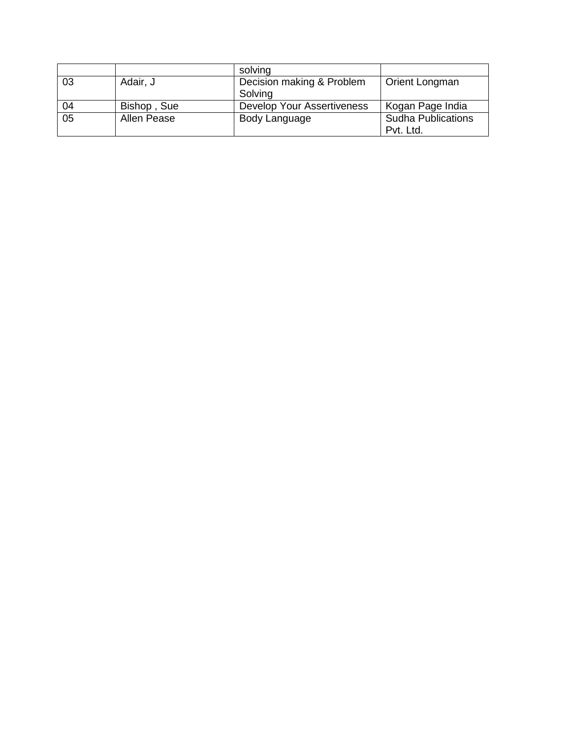| | | | |
|---|---|---|---|
| | | solving | |
| 03 | Adair, J | Decision making & Problem Solving | Orient Longman |
| 04 | Bishop , Sue | Develop Your Assertiveness | Kogan Page India |
| 05 | Allen Pease | Body Language | Sudha Publications Pvt. Ltd. |